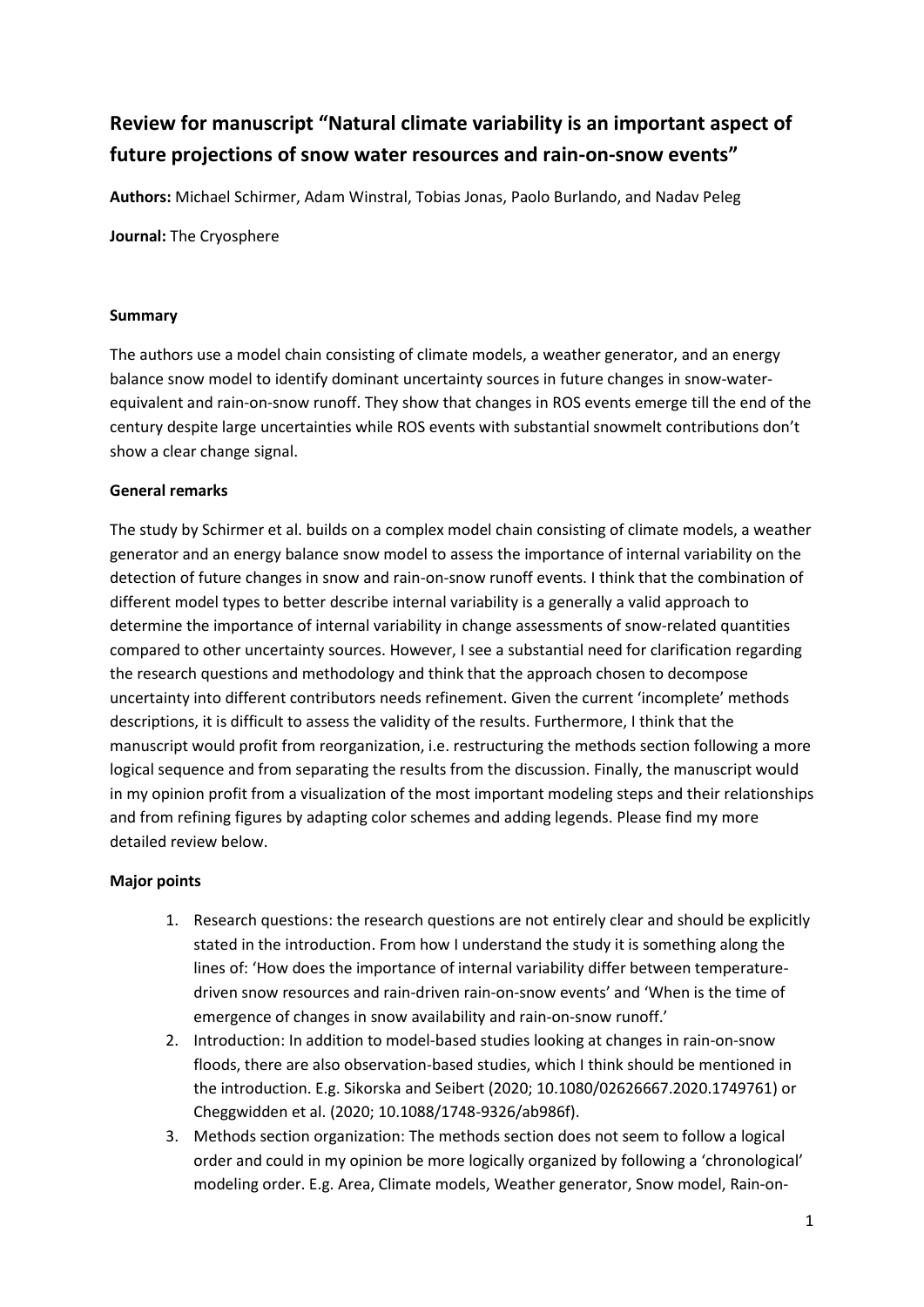# Review for manuscript "Natural climate variability is an important aspect of future projections of snow water resources and rain-on-snow events"

**Authors:** Michael Schirmer, Adam Winstral, Tobias Jonas, Paolo Burlando, and Nadav Peleg

**Journal:** The Cryosphere

**Summary**

The authors use a model chain consisting of climate models, a weather generator, and an energy balance snow model to identify dominant uncertainty sources in future changes in snow-water-equivalent and rain-on-snow runoff. They show that changes in ROS events emerge till the end of the century despite large uncertainties while ROS events with substantial snowmelt contributions don't show a clear change signal.

**General remarks**

The study by Schirmer et al. builds on a complex model chain consisting of climate models, a weather generator and an energy balance snow model to assess the importance of internal variability on the detection of future changes in snow and rain-on-snow runoff events. I think that the combination of different model types to better describe internal variability is a generally a valid approach to determine the importance of internal variability in change assessments of snow-related quantities compared to other uncertainty sources. However, I see a substantial need for clarification regarding the research questions and methodology and think that the approach chosen to decompose uncertainty into different contributors needs refinement. Given the current 'incomplete' methods descriptions, it is difficult to assess the validity of the results. Furthermore, I think that the manuscript would profit from reorganization, i.e. restructuring the methods section following a more logical sequence and from separating the results from the discussion. Finally, the manuscript would in my opinion profit from a visualization of the most important modeling steps and their relationships and from refining figures by adapting color schemes and adding legends. Please find my more detailed review below.

**Major points**

1. Research questions: the research questions are not entirely clear and should be explicitly stated in the introduction. From how I understand the study it is something along the lines of: 'How does the importance of internal variability differ between temperature-driven snow resources and rain-driven rain-on-snow events' and 'When is the time of emergence of changes in snow availability and rain-on-snow runoff.'
2. Introduction: In addition to model-based studies looking at changes in rain-on-snow floods, there are also observation-based studies, which I think should be mentioned in the introduction. E.g. Sikorska and Seibert (2020; 10.1080/02626667.2020.1749761) or Cheggwidden et al. (2020; 10.1088/1748-9326/ab986f).
3. Methods section organization: The methods section does not seem to follow a logical order and could in my opinion be more logically organized by following a 'chronological' modeling order. E.g. Area, Climate models, Weather generator, Snow model, Rain-on-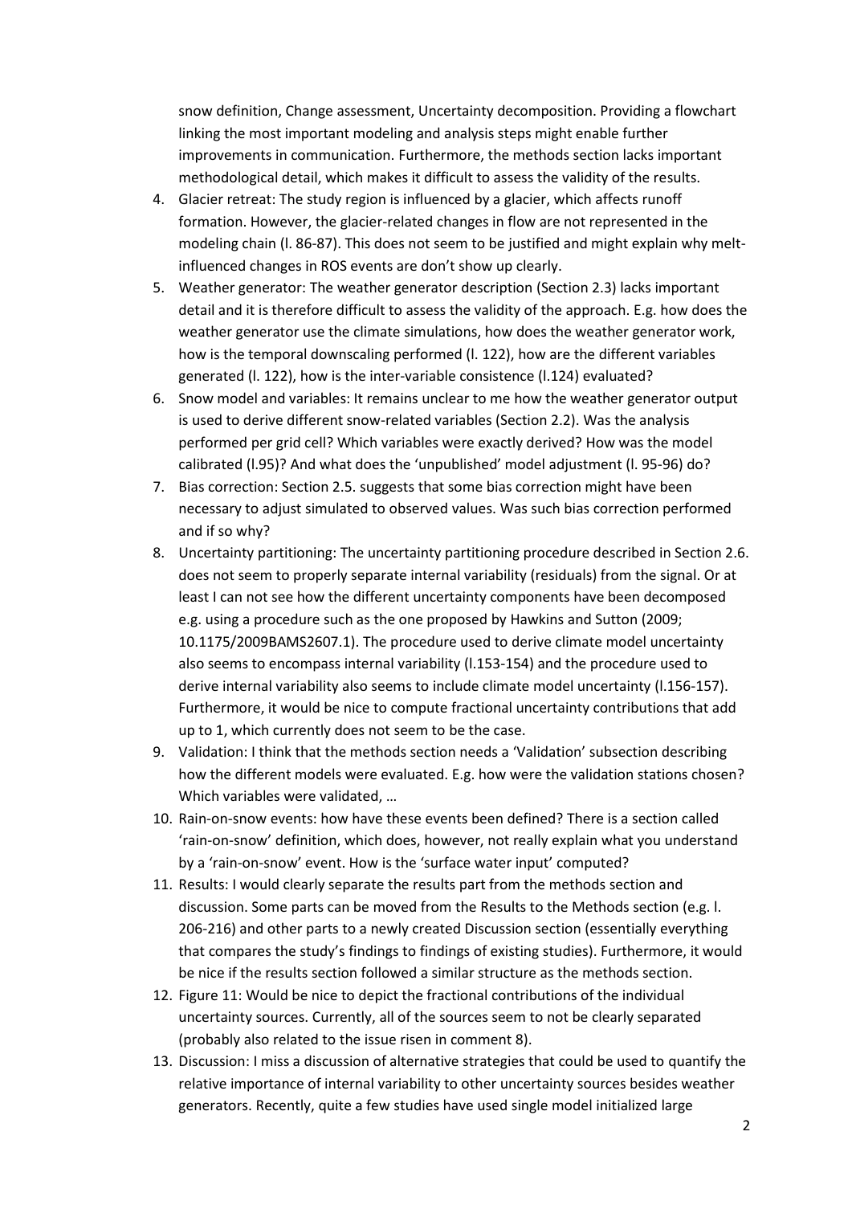snow definition, Change assessment, Uncertainty decomposition. Providing a flowchart linking the most important modeling and analysis steps might enable further improvements in communication. Furthermore, the methods section lacks important methodological detail, which makes it difficult to assess the validity of the results.

4. Glacier retreat: The study region is influenced by a glacier, which affects runoff formation. However, the glacier-related changes in flow are not represented in the modeling chain (l. 86-87). This does not seem to be justified and might explain why melt-influenced changes in ROS events are don't show up clearly.
5. Weather generator: The weather generator description (Section 2.3) lacks important detail and it is therefore difficult to assess the validity of the approach. E.g. how does the weather generator use the climate simulations, how does the weather generator work, how is the temporal downscaling performed (l. 122), how are the different variables generated (l. 122), how is the inter-variable consistence (l.124) evaluated?
6. Snow model and variables: It remains unclear to me how the weather generator output is used to derive different snow-related variables (Section 2.2). Was the analysis performed per grid cell? Which variables were exactly derived? How was the model calibrated (l.95)? And what does the 'unpublished' model adjustment (l. 95-96) do?
7. Bias correction: Section 2.5. suggests that some bias correction might have been necessary to adjust simulated to observed values. Was such bias correction performed and if so why?
8. Uncertainty partitioning: The uncertainty partitioning procedure described in Section 2.6. does not seem to properly separate internal variability (residuals) from the signal. Or at least I can not see how the different uncertainty components have been decomposed e.g. using a procedure such as the one proposed by Hawkins and Sutton (2009; 10.1175/2009BAMS2607.1). The procedure used to derive climate model uncertainty also seems to encompass internal variability (l.153-154) and the procedure used to derive internal variability also seems to include climate model uncertainty (l.156-157). Furthermore, it would be nice to compute fractional uncertainty contributions that add up to 1, which currently does not seem to be the case.
9. Validation: I think that the methods section needs a 'Validation' subsection describing how the different models were evaluated. E.g. how were the validation stations chosen? Which variables were validated, …
10. Rain-on-snow events: how have these events been defined? There is a section called 'rain-on-snow' definition, which does, however, not really explain what you understand by a 'rain-on-snow' event. How is the 'surface water input' computed?
11. Results: I would clearly separate the results part from the methods section and discussion. Some parts can be moved from the Results to the Methods section (e.g. l. 206-216) and other parts to a newly created Discussion section (essentially everything that compares the study's findings to findings of existing studies). Furthermore, it would be nice if the results section followed a similar structure as the methods section.
12. Figure 11: Would be nice to depict the fractional contributions of the individual uncertainty sources. Currently, all of the sources seem to not be clearly separated (probably also related to the issue risen in comment 8).
13. Discussion: I miss a discussion of alternative strategies that could be used to quantify the relative importance of internal variability to other uncertainty sources besides weather generators. Recently, quite a few studies have used single model initialized large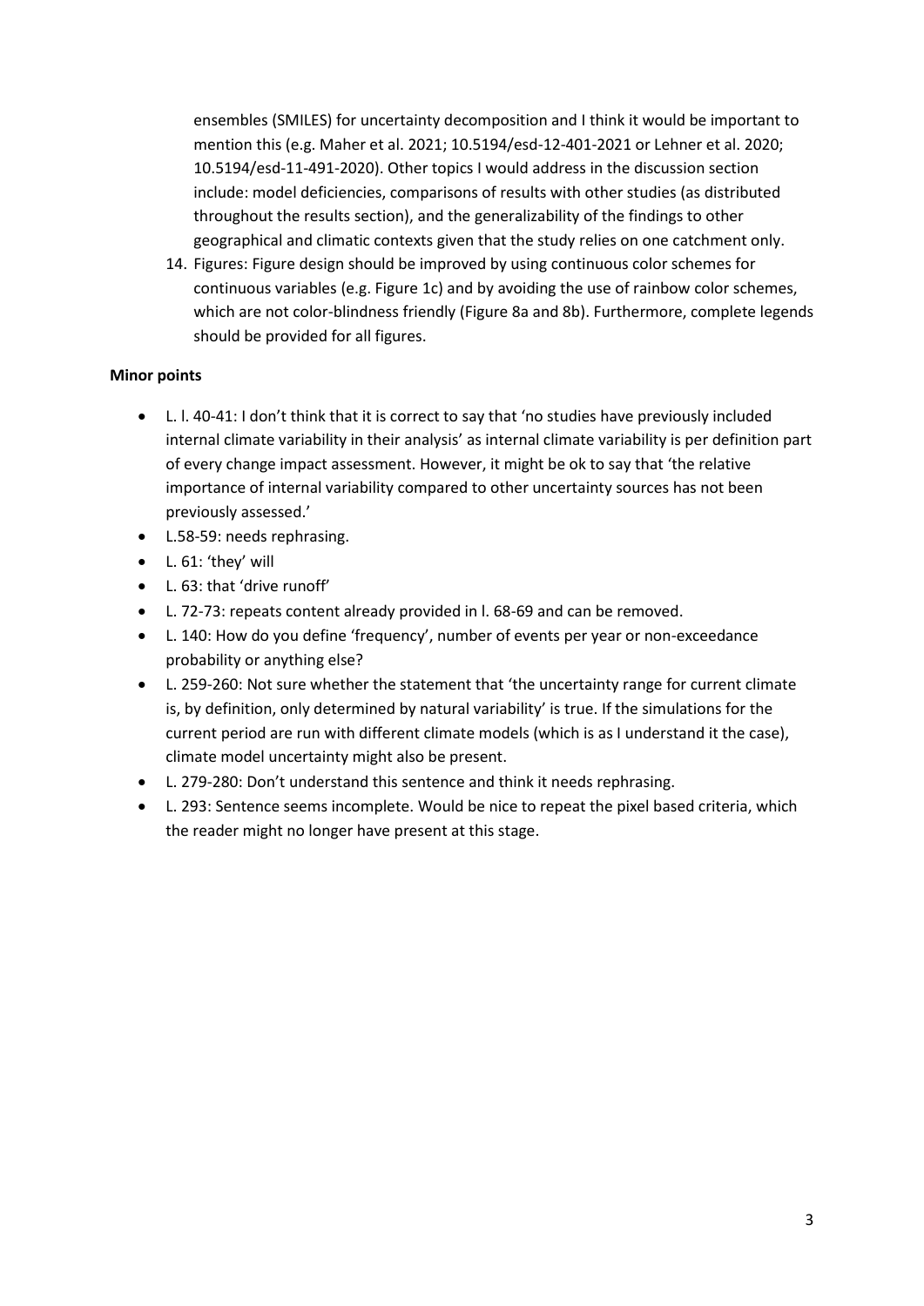ensembles (SMILES) for uncertainty decomposition and I think it would be important to mention this (e.g. Maher et al. 2021; 10.5194/esd-12-401-2021 or Lehner et al. 2020; 10.5194/esd-11-491-2020). Other topics I would address in the discussion section include: model deficiencies, comparisons of results with other studies (as distributed throughout the results section), and the generalizability of the findings to other geographical and climatic contexts given that the study relies on one catchment only.

14. Figures: Figure design should be improved by using continuous color schemes for continuous variables (e.g. Figure 1c) and by avoiding the use of rainbow color schemes, which are not color-blindness friendly (Figure 8a and 8b). Furthermore, complete legends should be provided for all figures.

**Minor points**

- L. l. 40-41: I don't think that it is correct to say that 'no studies have previously included internal climate variability in their analysis' as internal climate variability is per definition part of every change impact assessment. However, it might be ok to say that 'the relative importance of internal variability compared to other uncertainty sources has not been previously assessed.'
- L.58-59: needs rephrasing.
- L. 61: 'they' will
- L. 63: that 'drive runoff'
- L. 72-73: repeats content already provided in l. 68-69 and can be removed.
- L. 140: How do you define 'frequency', number of events per year or non-exceedance probability or anything else?
- L. 259-260: Not sure whether the statement that 'the uncertainty range for current climate is, by definition, only determined by natural variability' is true. If the simulations for the current period are run with different climate models (which is as I understand it the case), climate model uncertainty might also be present.
- L. 279-280: Don't understand this sentence and think it needs rephrasing.
- L. 293: Sentence seems incomplete. Would be nice to repeat the pixel based criteria, which the reader might no longer have present at this stage.